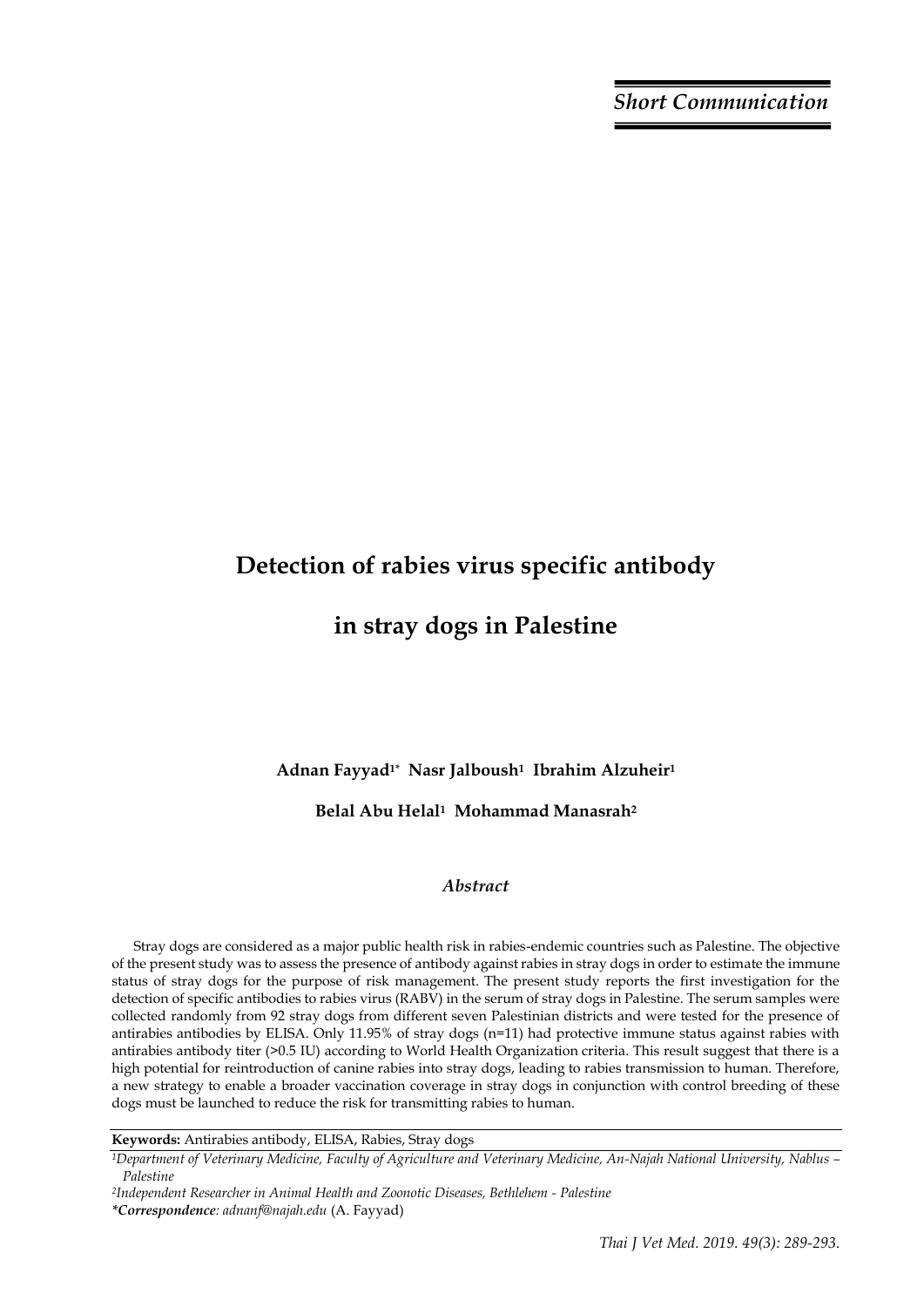*Short Communication*

# Detection of rabies virus specific antibody in stray dogs in Palestine

**Adnan Fayyad[1*] Nasr Jalboush[1] Ibrahim Alzuheir[1]**

**Belal Abu Helal[1] Mohammad Manasrah[2]**

## *Abstract*

Stray dogs are considered as a major public health risk in rabies-endemic countries such as Palestine. The objective of the present study was to assess the presence of antibody against rabies in stray dogs in order to estimate the immune status of stray dogs for the purpose of risk management. The present study reports the first investigation for the detection of specific antibodies to rabies virus (RABV) in the serum of stray dogs in Palestine. The serum samples were collected randomly from 92 stray dogs from different seven Palestinian districts and were tested for the presence of antirabies antibodies by ELISA. Only 11.95% of stray dogs (n=11) had protective immune status against rabies with antirabies antibody titer (>0.5 IU) according to World Health Organization criteria. This result suggest that there is a high potential for reintroduction of canine rabies into stray dogs, leading to rabies transmission to human. Therefore, a new strategy to enable a broader vaccination coverage in stray dogs in conjunction with control breeding of these dogs must be launched to reduce the risk for transmitting rabies to human.

**Keywords:** Antirabies antibody, ELISA, Rabies, Stray dogs

*[1]Department of Veterinary Medicine, Faculty of Agriculture and Veterinary Medicine, An-Najah National University, Nablus – Palestine*

*[2]Independent Researcher in Animal Health and Zoonotic Diseases, Bethlehem - Palestine*

***Correspondence**: adnanf@najah.edu* (A. Fayyad)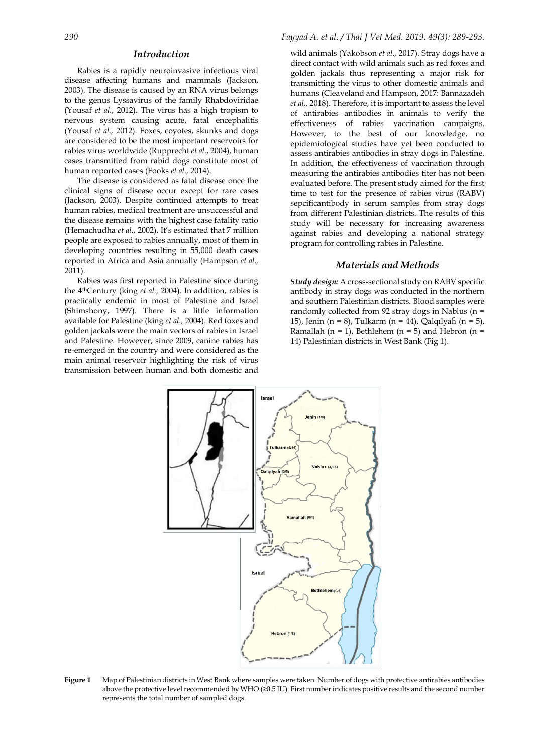## Introduction

Rabies is a rapidly neuroinvasive infectious viral disease affecting humans and mammals (Jackson, 2003). The disease is caused by an RNA virus belongs to the genus Lyssavirus of the family Rhabdoviridae (Yousaf *et al.,* 2012). The virus has a high tropism to nervous system causing acute, fatal encephalitis (Yousaf *et al.,* 2012). Foxes, coyotes, skunks and dogs are considered to be the most important reservoirs for rabies virus worldwide (Rupprecht *et al*., 2004), human cases transmitted from rabid dogs constitute most of human reported cases (Fooks *et al.,* 2014).

The disease is considered as fatal disease once the clinical signs of disease occur except for rare cases (Jackson, 2003). Despite continued attempts to treat human rabies, medical treatment are unsuccessful and the disease remains with the highest case fatality ratio (Hemachudha *et al.,* 2002). It's estimated that 7 million people are exposed to rabies annually, most of them in developing countries resulting in 55,000 death cases reported in Africa and Asia annually (Hampson *et al.,* 2011).

Rabies was first reported in Palestine since during the 4thCentury (king *et al.,* 2004). In addition, rabies is practically endemic in most of Palestine and Israel (Shimshony, 1997). There is a little information available for Palestine (king *et al.,* 2004). Red foxes and golden jackals were the main vectors of rabies in Israel and Palestine. However, since 2009, canine rabies has re-emerged in the country and were considered as the main animal reservoir highlighting the risk of virus transmission between human and both domestic and wild animals (Yakobson *et al.,* 2017). Stray dogs have a direct contact with wild animals such as red foxes and golden jackals thus representing a major risk for transmitting the virus to other domestic animals and humans (Cleaveland and Hampson, 2017: Bannazadeh *et al.,* 2018). Therefore, it is important to assess the level of antirabies antibodies in animals to verify the effectiveness of rabies vaccination campaigns. However, to the best of our knowledge, no epidemiological studies have yet been conducted to assess antirabies antibodies in stray dogs in Palestine. In addition, the effectiveness of vaccination through measuring the antirabies antibodies titer has not been evaluated before. The present study aimed for the first time to test for the presence of rabies virus (RABV) sepcificantibody in serum samples from stray dogs from different Palestinian districts. The results of this study will be necessary for increasing awareness against rabies and developing a national strategy program for controlling rabies in Palestine.

## Materials and Methods

***Study design:*** A cross-sectional study on RABV specific antibody in stray dogs was conducted in the northern and southern Palestinian districts. Blood samples were randomly collected from 92 stray dogs in Nablus (n = 15), Jenin (n = 8), Tulkarm (n = 44), Qalqīlyaĥ (n = 5), Ramallah (n = 1), Bethlehem (n = 5) and Hebron (n = 14) Palestinian districts in West Bank (Fig 1).

**Figure 1** Map of Palestinian districts in West Bank where samples were taken. Number of dogs with protective antirabies antibodies above the protective level recommended by WHO (≥0.5 IU). First number indicates positive results and the second number represents the total number of sampled dogs.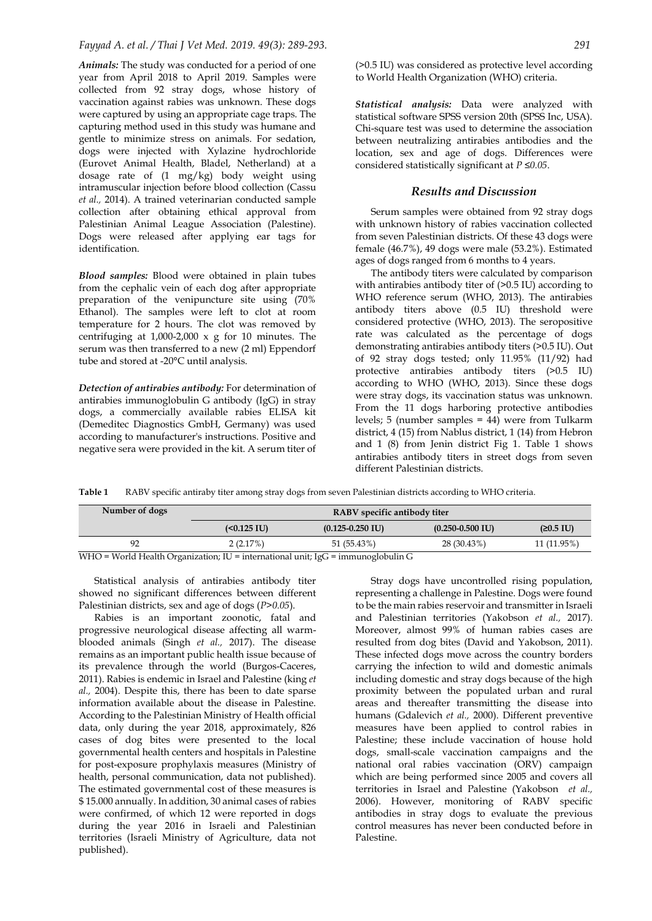***Animals:*** The study was conducted for a period of one year from April 2018 to April 2019. Samples were collected from 92 stray dogs, whose history of vaccination against rabies was unknown. These dogs were captured by using an appropriate cage traps. The capturing method used in this study was humane and gentle to minimize stress on animals. For sedation, dogs were injected with Xylazine hydrochloride (Eurovet Animal Health, Bladel, Netherland) at a dosage rate of (1 mg/kg) body weight using intramuscular injection before blood collection (Cassu *et al.,* 2014). A trained veterinarian conducted sample collection after obtaining ethical approval from Palestinian Animal League Association (Palestine). Dogs were released after applying ear tags for identification.

***Blood samples:*** Blood were obtained in plain tubes from the cephalic vein of each dog after appropriate preparation of the venipuncture site using (70% Ethanol). The samples were left to clot at room temperature for 2 hours. The clot was removed by centrifuging at 1,000-2,000 x g for 10 minutes. The serum was then transferred to a new (2 ml) Eppendorf tube and stored at -20°C until analysis.

***Detection of antirabies antibody:*** For determination of antirabies immunoglobulin G antibody (IgG) in stray dogs, a commercially available rabies ELISA kit (Demeditec Diagnostics GmbH, Germany) was used according to manufacturer's instructions. Positive and negative sera were provided in the kit. A serum titer of (>0.5 IU) was considered as protective level according to World Health Organization (WHO) criteria.

***Statistical analysis:*** Data were analyzed with statistical software SPSS version 20th (SPSS Inc, USA). Chi-square test was used to determine the association between neutralizing antirabies antibodies and the location, sex and age of dogs. Differences were considered statistically significant at $P \leq 0.05$.

## Results and Discussion

Serum samples were obtained from 92 stray dogs with unknown history of rabies vaccination collected from seven Palestinian districts. Of these 43 dogs were female (46.7%), 49 dogs were male (53.2%). Estimated ages of dogs ranged from 6 months to 4 years.

The antibody titers were calculated by comparison with antirabies antibody titer of (>0.5 IU) according to WHO reference serum (WHO, 2013). The antirabies antibody titers above (0.5 IU) threshold were considered protective (WHO, 2013). The seropositive rate was calculated as the percentage of dogs demonstrating antirabies antibody titers (>0.5 IU). Out of 92 stray dogs tested; only 11.95% (11/92) had protective antirabies antibody titers (>0.5 IU) according to WHO (WHO, 2013). Since these dogs were stray dogs, its vaccination status was unknown. From the 11 dogs harboring protective antibodies levels; 5 (number samples = 44) were from Tulkarm district, 4 (15) from Nablus district, 1 (14) from Hebron and 1 (8) from Jenin district Fig 1. Table 1 shows antirabies antibody titers in street dogs from seven different Palestinian districts.

**Table 1** RABV specific antiraby titer among stray dogs from seven Palestinian districts according to WHO criteria.

| Number of dogs | RABV specific antibody titer | | | |
|---|---|---|---|---|
| | (<0.125 IU) | (0.125-0.250 IU) | (0.250-0.500 IU) | (≥0.5 IU) |
| 92 | 2 (2.17%) | 51 (55.43%) | 28 (30.43%) | 11 (11.95%) |

WHO = World Health Organization; IU = international unit; IgG = immunoglobulin G

Statistical analysis of antirabies antibody titer showed no significant differences between different Palestinian districts, sex and age of dogs ($P>0.05$).

Rabies is an important zoonotic, fatal and progressive neurological disease affecting all warm-blooded animals (Singh *et al.,* 2017). The disease remains as an important public health issue because of its prevalence through the world (Burgos-Caceres, 2011). Rabies is endemic in Israel and Palestine (king *et al.,* 2004). Despite this, there has been to date sparse information available about the disease in Palestine. According to the Palestinian Ministry of Health official data, only during the year 2018, approximately, 826 cases of dog bites were presented to the local governmental health centers and hospitals in Palestine for post-exposure prophylaxis measures (Ministry of health, personal communication, data not published). The estimated governmental cost of these measures is $ 15.000 annually. In addition, 30 animal cases of rabies were confirmed, of which 12 were reported in dogs during the year 2016 in Israeli and Palestinian territories (Israeli Ministry of Agriculture, data not published).

Stray dogs have uncontrolled rising population, representing a challenge in Palestine. Dogs were found to be the main rabies reservoir and transmitter in Israeli and Palestinian territories (Yakobson *et al.,* 2017). Moreover, almost 99% of human rabies cases are resulted from dog bites (David and Yakobson, 2011). These infected dogs move across the country borders carrying the infection to wild and domestic animals including domestic and stray dogs because of the high proximity between the populated urban and rural areas and thereafter transmitting the disease into humans (Gdalevich *et al.,* 2000). Different preventive measures have been applied to control rabies in Palestine; these include vaccination of house hold dogs, small-scale vaccination campaigns and the national oral rabies vaccination (ORV) campaign which are being performed since 2005 and covers all territories in Israel and Palestine (Yakobson *et al.,* 2006). However, monitoring of RABV specific antibodies in stray dogs to evaluate the previous control measures has never been conducted before in Palestine.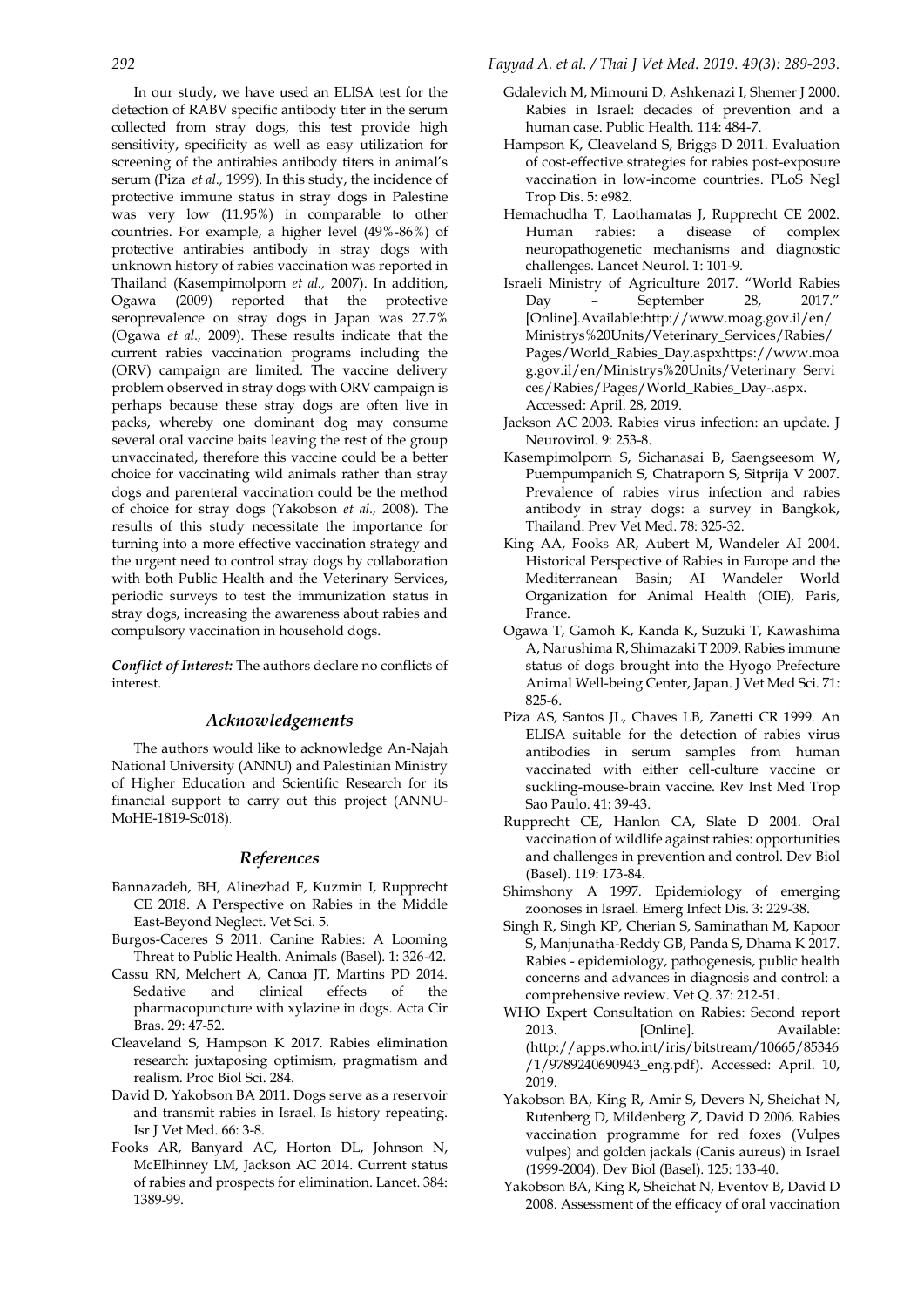In our study, we have used an ELISA test for the detection of RABV specific antibody titer in the serum collected from stray dogs, this test provide high sensitivity, specificity as well as easy utilization for screening of the antirabies antibody titers in animal's serum (Piza *et al.,* 1999). In this study, the incidence of protective immune status in stray dogs in Palestine was very low (11.95%) in comparable to other countries. For example, a higher level (49%-86%) of protective antirabies antibody in stray dogs with unknown history of rabies vaccination was reported in Thailand (Kasempimolporn *et al.,* 2007). In addition, Ogawa (2009) reported that the protective seroprevalence on stray dogs in Japan was 27.7% (Ogawa *et al.,* 2009). These results indicate that the current rabies vaccination programs including the (ORV) campaign are limited. The vaccine delivery problem observed in stray dogs with ORV campaign is perhaps because these stray dogs are often live in packs, whereby one dominant dog may consume several oral vaccine baits leaving the rest of the group unvaccinated, therefore this vaccine could be a better choice for vaccinating wild animals rather than stray dogs and parenteral vaccination could be the method of choice for stray dogs (Yakobson *et al.,* 2008). The results of this study necessitate the importance for turning into a more effective vaccination strategy and the urgent need to control stray dogs by collaboration with both Public Health and the Veterinary Services, periodic surveys to test the immunization status in stray dogs, increasing the awareness about rabies and compulsory vaccination in household dogs.

***Conflict of Interest:*** The authors declare no conflicts of interest.

## *Acknowledgements*

The authors would like to acknowledge An-Najah National University (ANNU) and Palestinian Ministry of Higher Education and Scientific Research for its financial support to carry out this project (ANNU-MoHE-1819-Sc018).

## *References*

Bannazadeh, BH, Alinezhad F, Kuzmin I, Rupprecht CE 2018. A Perspective on Rabies in the Middle East-Beyond Neglect. Vet Sci. 5.

Burgos-Caceres S 2011. Canine Rabies: A Looming Threat to Public Health. Animals (Basel). 1: 326-42.

Cassu RN, Melchert A, Canoa JT, Martins PD 2014. Sedative and clinical effects of the pharmacopuncture with xylazine in dogs. Acta Cir Bras. 29: 47-52.

Cleaveland S, Hampson K 2017. Rabies elimination research: juxtaposing optimism, pragmatism and realism. Proc Biol Sci. 284.

David D, Yakobson BA 2011. Dogs serve as a reservoir and transmit rabies in Israel. Is history repeating. Isr J Vet Med. 66: 3-8.

Fooks AR, Banyard AC, Horton DL, Johnson N, McElhinney LM, Jackson AC 2014. Current status of rabies and prospects for elimination. Lancet. 384: 1389-99.

Gdalevich M, Mimouni D, Ashkenazi I, Shemer J 2000. Rabies in Israel: decades of prevention and a human case. Public Health. 114: 484-7.

Hampson K, Cleaveland S, Briggs D 2011. Evaluation of cost-effective strategies for rabies post-exposure vaccination in low-income countries. PLoS Negl Trop Dis. 5: e982.

Hemachudha T, Laothamatas J, Rupprecht CE 2002. Human rabies: a disease of complex neuropathogenetic mechanisms and diagnostic challenges. Lancet Neurol. 1: 101-9.

Israeli Ministry of Agriculture 2017. "World Rabies Day – September 28, 2017." [Online].Available:http://www.moag.gov.il/en/Ministrys%20Units/Veterinary_Services/Rabies/Pages/World_Rabies_Day.aspxhttps://www.moag.gov.il/en/Ministrys%20Units/Veterinary_Services/Rabies/Pages/World_Rabies_Day-.aspx. Accessed: April. 28, 2019.

Jackson AC 2003. Rabies virus infection: an update. J Neurovirol. 9: 253-8.

Kasempimolporn S, Sichanasai B, Saengseesom W, Puempumpanich S, Chatraporn S, Sitprija V 2007. Prevalence of rabies virus infection and rabies antibody in stray dogs: a survey in Bangkok, Thailand. Prev Vet Med. 78: 325-32.

King AA, Fooks AR, Aubert M, Wandeler AI 2004. Historical Perspective of Rabies in Europe and the Mediterranean Basin; AI Wandeler World Organization for Animal Health (OIE), Paris, France.

Ogawa T, Gamoh K, Kanda K, Suzuki T, Kawashima A, Narushima R, Shimazaki T 2009. Rabies immune status of dogs brought into the Hyogo Prefecture Animal Well-being Center, Japan. J Vet Med Sci. 71: 825-6.

Piza AS, Santos JL, Chaves LB, Zanetti CR 1999. An ELISA suitable for the detection of rabies virus antibodies in serum samples from human vaccinated with either cell-culture vaccine or suckling-mouse-brain vaccine. Rev Inst Med Trop Sao Paulo. 41: 39-43.

Rupprecht CE, Hanlon CA, Slate D 2004. Oral vaccination of wildlife against rabies: opportunities and challenges in prevention and control. Dev Biol (Basel). 119: 173-84.

Shimshony A 1997. Epidemiology of emerging zoonoses in Israel. Emerg Infect Dis. 3: 229-38.

Singh R, Singh KP, Cherian S, Saminathan M, Kapoor S, Manjunatha-Reddy GB, Panda S, Dhama K 2017. Rabies - epidemiology, pathogenesis, public health concerns and advances in diagnosis and control: a comprehensive review. Vet Q. 37: 212-51.

WHO Expert Consultation on Rabies: Second report 2013. [Online]. Available: (http://apps.who.int/iris/bitstream/10665/85346/1/9789240690943_eng.pdf). Accessed: April. 10, 2019.

Yakobson BA, King R, Amir S, Devers N, Sheichat N, Rutenberg D, Mildenberg Z, David D 2006. Rabies vaccination programme for red foxes (Vulpes vulpes) and golden jackals (Canis aureus) in Israel (1999-2004). Dev Biol (Basel). 125: 133-40.

Yakobson BA, King R, Sheichat N, Eventov B, David D 2008. Assessment of the efficacy of oral vaccination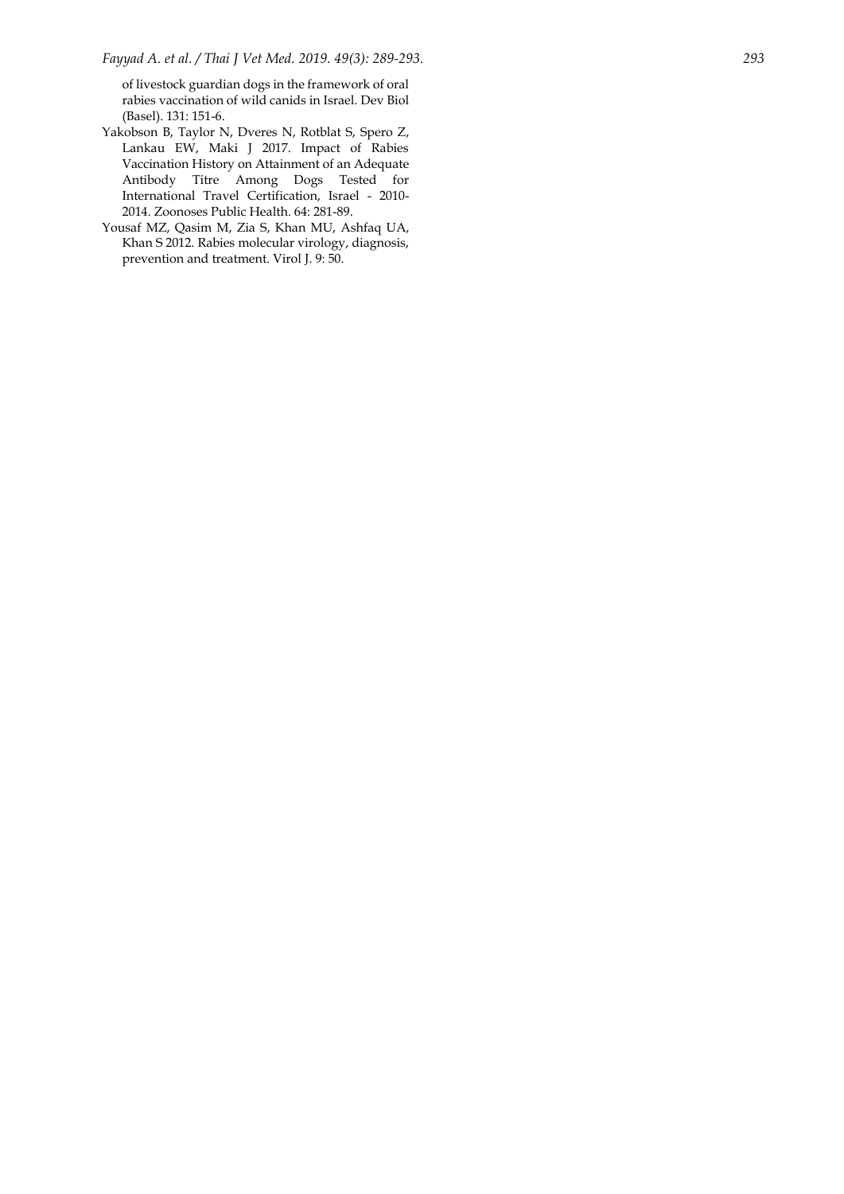of livestock guardian dogs in the framework of oral rabies vaccination of wild canids in Israel. Dev Biol (Basel). 131: 151-6.

Yakobson B, Taylor N, Dveres N, Rotblat S, Spero Z, Lankau EW, Maki J 2017. Impact of Rabies Vaccination History on Attainment of an Adequate Antibody Titre Among Dogs Tested for International Travel Certification, Israel - 2010-2014. Zoonoses Public Health. 64: 281-89.

Yousaf MZ, Qasim M, Zia S, Khan MU, Ashfaq UA, Khan S 2012. Rabies molecular virology, diagnosis, prevention and treatment. Virol J. 9: 50.